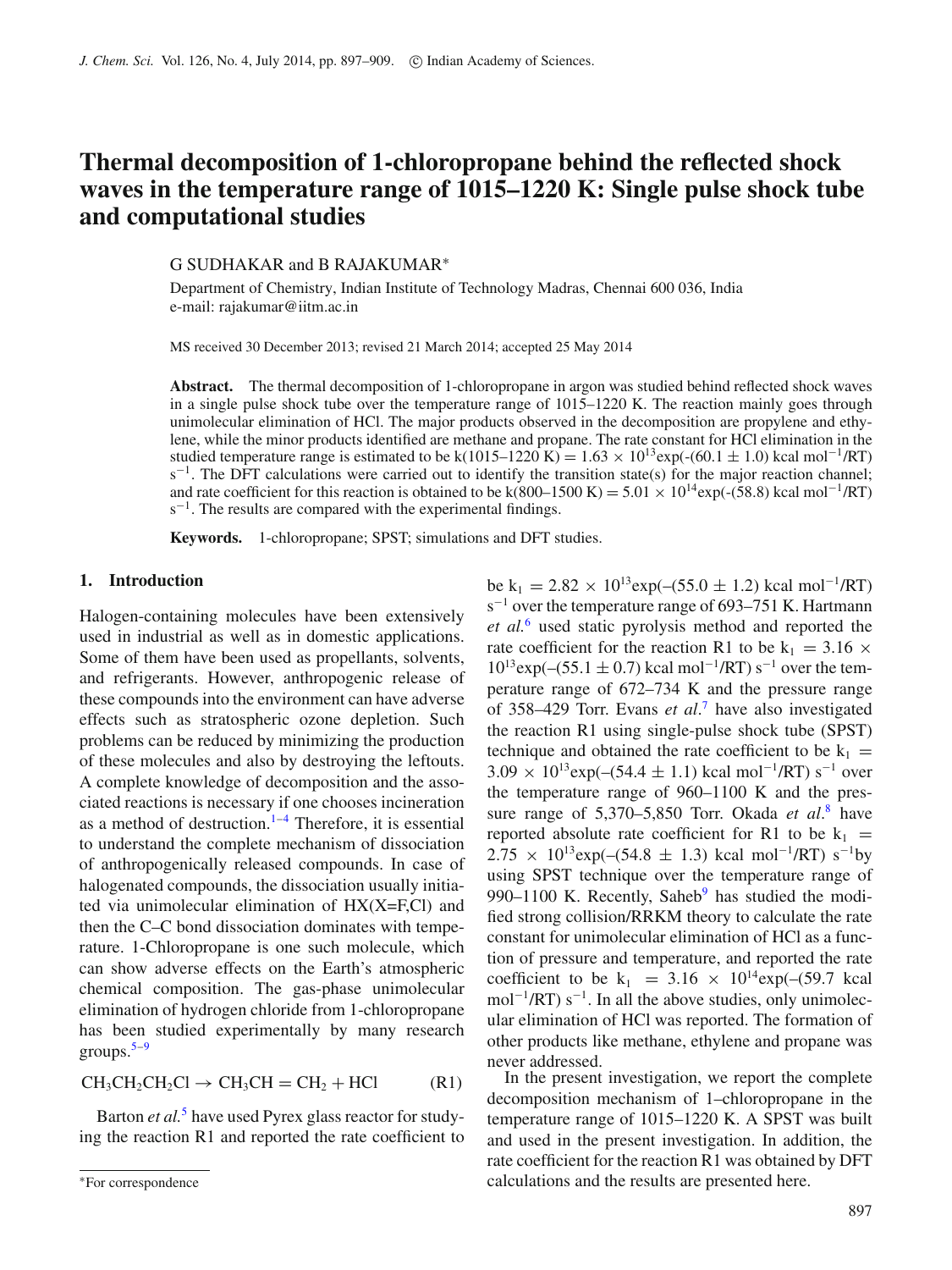# Thermal decomposition of 1-chloropropane behind the reflected shock waves in the temperature range of 1015–1220 K: Single pulse shock tube and computational studies

G SUDHAKAR and B RAJAKUMAR*

Department of Chemistry, Indian Institute of Technology Madras, Chennai 600 036, India
e-mail: rajakumar@iitm.ac.in

MS received 30 December 2013; revised 21 March 2014; accepted 25 May 2014

**Abstract.** The thermal decomposition of 1-chloropropane in argon was studied behind reflected shock waves in a single pulse shock tube over the temperature range of 1015–1220 K. The reaction mainly goes through unimolecular elimination of HCl. The major products observed in the decomposition are propylene and ethylene, while the minor products identified are methane and propane. The rate constant for HCl elimination in the studied temperature range is estimated to be $k(1015\text{–}1220\ K) = 1.63 \times 10^{13}\exp(-(60.1 \pm 1.0)\ \text{kcal mol}^{-1}/RT)\ s^{-1}$. The DFT calculations were carried out to identify the transition state(s) for the major reaction channel; and rate coefficient for this reaction is obtained to be $k(800\text{–}1500\ K) = 5.01 \times 10^{14}\exp(-(58.8)\ \text{kcal mol}^{-1}/RT)\ s^{-1}$. The results are compared with the experimental findings.

**Keywords.** 1-chloropropane; SPST; simulations and DFT studies.

## 1. Introduction

Halogen-containing molecules have been extensively used in industrial as well as in domestic applications. Some of them have been used as propellants, solvents, and refrigerants. However, anthropogenic release of these compounds into the environment can have adverse effects such as stratospheric ozone depletion. Such problems can be reduced by minimizing the production of these molecules and also by destroying the leftouts. A complete knowledge of decomposition and the associated reactions is necessary if one chooses incineration as a method of destruction.[1–4] Therefore, it is essential to understand the complete mechanism of dissociation of anthropogenically released compounds. In case of halogenated compounds, the dissociation usually initiated via unimolecular elimination of HX(X=F,Cl) and then the C–C bond dissociation dominates with temperature. 1-Chloropropane is one such molecule, which can show adverse effects on the Earth's atmospheric chemical composition. The gas-phase unimolecular elimination of hydrogen chloride from 1-chloropropane has been studied experimentally by many research groups.[5–9]

$$CH_3CH_2CH_2Cl \rightarrow CH_3CH = CH_2 + HCl \qquad \text{(R1)}$$

Barton *et al.*[5] have used Pyrex glass reactor for studying the reaction R1 and reported the rate coefficient to be $k_1 = 2.82 \times 10^{13}\exp(-(55.0 \pm 1.2)\ \text{kcal mol}^{-1}/RT)\ s^{-1}$ over the temperature range of 693–751 K. Hartmann *et al.*[6] used static pyrolysis method and reported the rate coefficient for the reaction R1 to be $k_1 = 3.16 \times 10^{13}\exp(-(55.1 \pm 0.7)\ \text{kcal mol}^{-1}/RT)\ s^{-1}$ over the temperature range of 672–734 K and the pressure range of 358–429 Torr. Evans *et al.*[7] have also investigated the reaction R1 using single-pulse shock tube (SPST) technique and obtained the rate coefficient to be $k_1 = 3.09 \times 10^{13}\exp(-(54.4 \pm 1.1)\ \text{kcal mol}^{-1}/RT)\ s^{-1}$ over the temperature range of 960–1100 K and the pressure range of 5,370–5,850 Torr. Okada *et al.*[8] have reported absolute rate coefficient for R1 to be $k_1 = 2.75 \times 10^{13}\exp(-(54.8 \pm 1.3)\ \text{kcal mol}^{-1}/RT)\ s^{-1}$by using SPST technique over the temperature range of 990–1100 K. Recently, Saheb[9] has studied the modified strong collision/RRKM theory to calculate the rate constant for unimolecular elimination of HCl as a function of pressure and temperature, and reported the rate coefficient to be $k_1 = 3.16 \times 10^{14}\exp(-(59.7\ \text{kcal mol}^{-1}/RT)\ s^{-1}$. In all the above studies, only unimolecular elimination of HCl was reported. The formation of other products like methane, ethylene and propane was never addressed.

In the present investigation, we report the complete decomposition mechanism of 1–chloropropane in the temperature range of 1015–1220 K. A SPST was built and used in the present investigation. In addition, the rate coefficient for the reaction R1 was obtained by DFT calculations and the results are presented here.

*For correspondence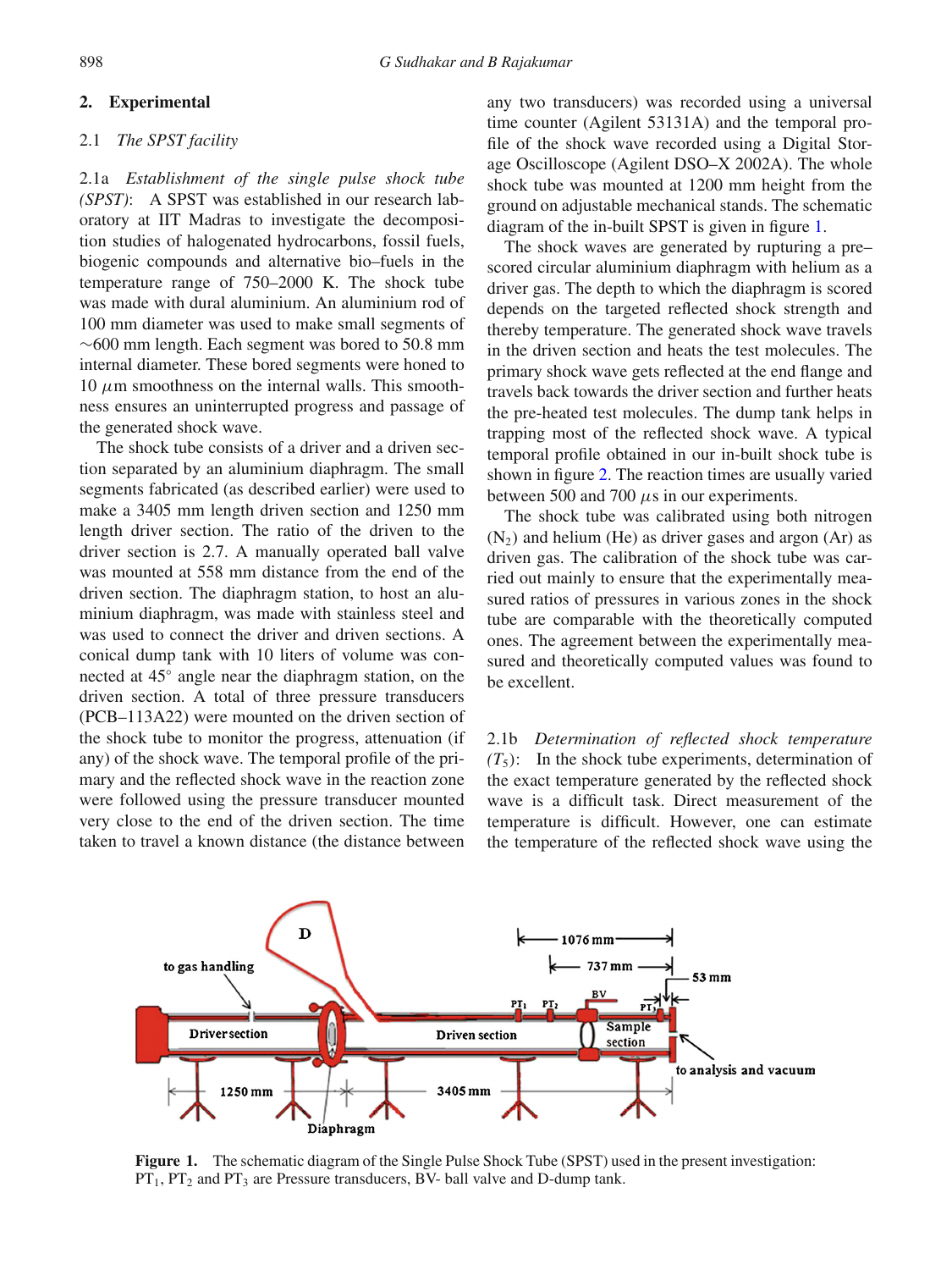## 2. Experimental

### 2.1 *The SPST facility*

2.1a *Establishment of the single pulse shock tube (SPST)*: A SPST was established in our research laboratory at IIT Madras to investigate the decomposition studies of halogenated hydrocarbons, fossil fuels, biogenic compounds and alternative bio–fuels in the temperature range of 750–2000 K. The shock tube was made with dural aluminium. An aluminium rod of 100 mm diameter was used to make small segments of ~600 mm length. Each segment was bored to 50.8 mm internal diameter. These bored segments were honed to 10 $\mu$m smoothness on the internal walls. This smoothness ensures an uninterrupted progress and passage of the generated shock wave.

The shock tube consists of a driver and a driven section separated by an aluminium diaphragm. The small segments fabricated (as described earlier) were used to make a 3405 mm length driven section and 1250 mm length driver section. The ratio of the driven to the driver section is 2.7. A manually operated ball valve was mounted at 558 mm distance from the end of the driven section. The diaphragm station, to host an aluminium diaphragm, was made with stainless steel and was used to connect the driver and driven sections. A conical dump tank with 10 liters of volume was connected at 45° angle near the diaphragm station, on the driven section. A total of three pressure transducers (PCB–113A22) were mounted on the driven section of the shock tube to monitor the progress, attenuation (if any) of the shock wave. The temporal profile of the primary and the reflected shock wave in the reaction zone were followed using the pressure transducer mounted very close to the end of the driven section. The time taken to travel a known distance (the distance between any two transducers) was recorded using a universal time counter (Agilent 53131A) and the temporal profile of the shock wave recorded using a Digital Storage Oscilloscope (Agilent DSO–X 2002A). The whole shock tube was mounted at 1200 mm height from the ground on adjustable mechanical stands. The schematic diagram of the in-built SPST is given in figure 1.

The shock waves are generated by rupturing a pre–scored circular aluminium diaphragm with helium as a driver gas. The depth to which the diaphragm is scored depends on the targeted reflected shock strength and thereby temperature. The generated shock wave travels in the driven section and heats the test molecules. The primary shock wave gets reflected at the end flange and travels back towards the driver section and further heats the pre-heated test molecules. The dump tank helps in trapping most of the reflected shock wave. A typical temporal profile obtained in our in-built shock tube is shown in figure 2. The reaction times are usually varied between 500 and 700 $\mu$s in our experiments.

The shock tube was calibrated using both nitrogen ($N_2$) and helium (He) as driver gases and argon (Ar) as driven gas. The calibration of the shock tube was carried out mainly to ensure that the experimentally measured ratios of pressures in various zones in the shock tube are comparable with the theoretically computed ones. The agreement between the experimentally measured and theoretically computed values was found to be excellent.

2.1b *Determination of reflected shock temperature ($T_5$)*: In the shock tube experiments, determination of the exact temperature generated by the reflected shock wave is a difficult task. Direct measurement of the temperature is difficult. However, one can estimate the temperature of the reflected shock wave using the

**Figure 1.** The schematic diagram of the Single Pulse Shock Tube (SPST) used in the present investigation: $PT_1$, $PT_2$ and $PT_3$ are Pressure transducers, BV- ball valve and D-dump tank.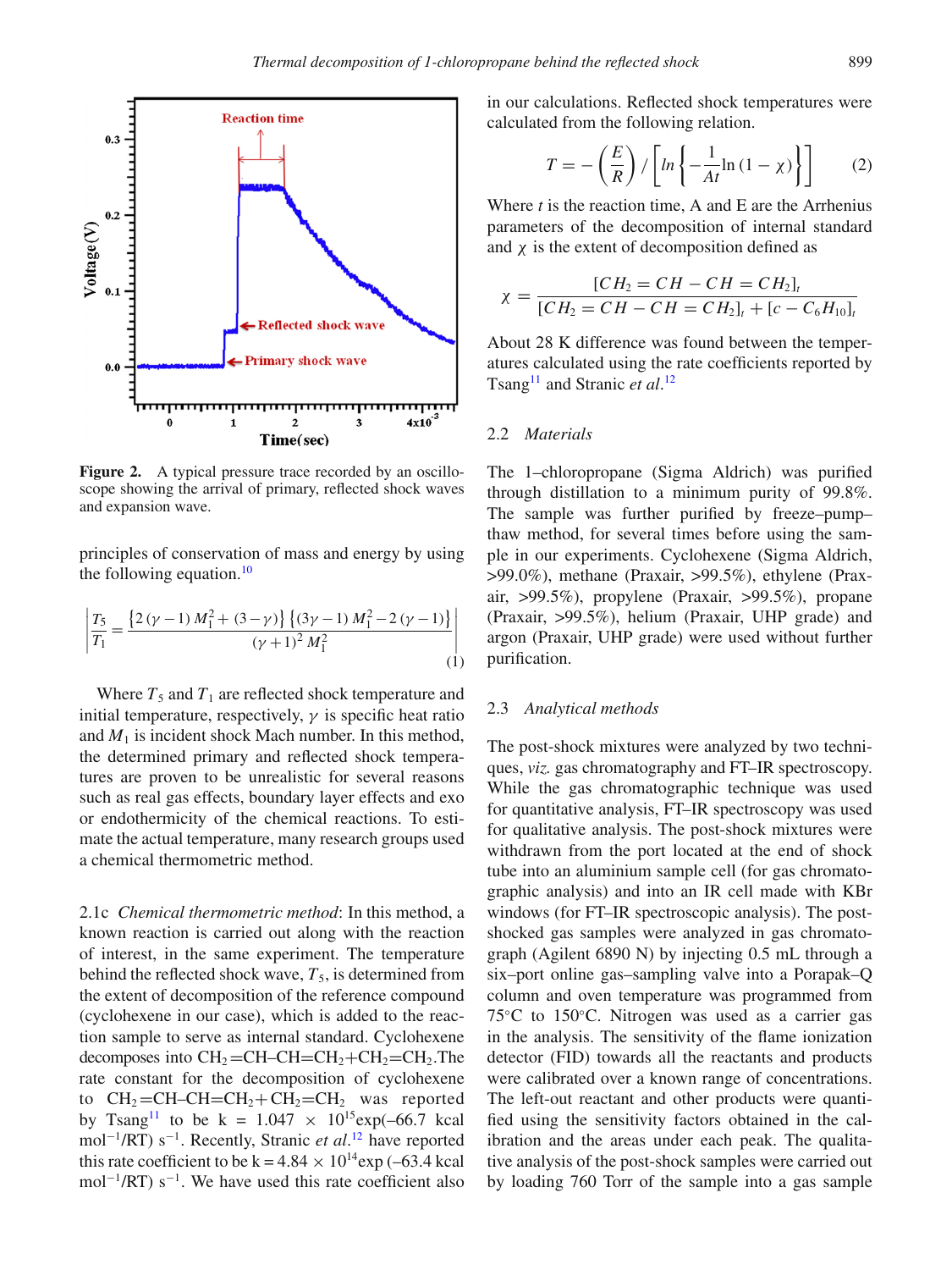**Figure 2.** A typical pressure trace recorded by an oscilloscope showing the arrival of primary, reflected shock waves and expansion wave.

principles of conservation of mass and energy by using the following equation.[10]

$$\left|\frac{T_5}{T_1} = \frac{\{2(\gamma-1)M_1^2 + (3-\gamma)\}\{(3\gamma-1)M_1^2 - 2(\gamma-1)\}}{(\gamma+1)^2 M_1^2}\right| \tag{1}$$

Where $T_5$ and $T_1$ are reflected shock temperature and initial temperature, respectively, $\gamma$ is specific heat ratio and $M_1$ is incident shock Mach number. In this method, the determined primary and reflected shock temperatures are proven to be unrealistic for several reasons such as real gas effects, boundary layer effects and exo or endothermicity of the chemical reactions. To estimate the actual temperature, many research groups used a chemical thermometric method.

2.1c *Chemical thermometric method*: In this method, a known reaction is carried out along with the reaction of interest, in the same experiment. The temperature behind the reflected shock wave, $T_5$, is determined from the extent of decomposition of the reference compound (cyclohexene in our case), which is added to the reaction sample to serve as internal standard. Cyclohexene decomposes into $CH_2$=CH–CH=$CH_2$+$CH_2$=$CH_2$.The rate constant for the decomposition of cyclohexene to $CH_2$=CH–CH=$CH_2$+ $CH_2$=$CH_2$ was reported by Tsang[11] to be k = 1.047 × $10^{15}$exp(–66.7 kcal $mol^{-1}$/RT) $s^{-1}$. Recently, Stranic *et al.*[12] have reported this rate coefficient to be k = 4.84 × $10^{14}$exp (–63.4 kcal $mol^{-1}$/RT) $s^{-1}$. We have used this rate coefficient also in our calculations. Reflected shock temperatures were calculated from the following relation.

$$T = -\left(\frac{E}{R}\right) / \left[ln\left\{-\frac{1}{At}\ln(1-\chi)\right\}\right] \tag{2}$$

Where $t$ is the reaction time, A and E are the Arrhenius parameters of the decomposition of internal standard and $\chi$ is the extent of decomposition defined as

$$\chi = \frac{[CH_2 = CH - CH = CH_2]_t}{[CH_2 = CH - CH = CH_2]_t + [c - C_6H_{10}]_t}$$

About 28 K difference was found between the temperatures calculated using the rate coefficients reported by Tsang[11] and Stranic *et al.*[12]

## 2.2 *Materials*

The 1–chloropropane (Sigma Aldrich) was purified through distillation to a minimum purity of 99.8%. The sample was further purified by freeze–pump–thaw method, for several times before using the sample in our experiments. Cyclohexene (Sigma Aldrich, >99.0%), methane (Praxair, >99.5%), ethylene (Praxair, >99.5%), propylene (Praxair, >99.5%), propane (Praxair, >99.5%), helium (Praxair, UHP grade) and argon (Praxair, UHP grade) were used without further purification.

## 2.3 *Analytical methods*

The post-shock mixtures were analyzed by two techniques, *viz.* gas chromatography and FT–IR spectroscopy. While the gas chromatographic technique was used for quantitative analysis, FT–IR spectroscopy was used for qualitative analysis. The post-shock mixtures were withdrawn from the port located at the end of shock tube into an aluminium sample cell (for gas chromatographic analysis) and into an IR cell made with KBr windows (for FT–IR spectroscopic analysis). The post-shocked gas samples were analyzed in gas chromatograph (Agilent 6890 N) by injecting 0.5 mL through a six–port online gas–sampling valve into a Porapak–Q column and oven temperature was programmed from 75°C to 150°C. Nitrogen was used as a carrier gas in the analysis. The sensitivity of the flame ionization detector (FID) towards all the reactants and products were calibrated over a known range of concentrations. The left-out reactant and other products were quantified using the sensitivity factors obtained in the calibration and the areas under each peak. The qualitative analysis of the post-shock samples were carried out by loading 760 Torr of the sample into a gas sample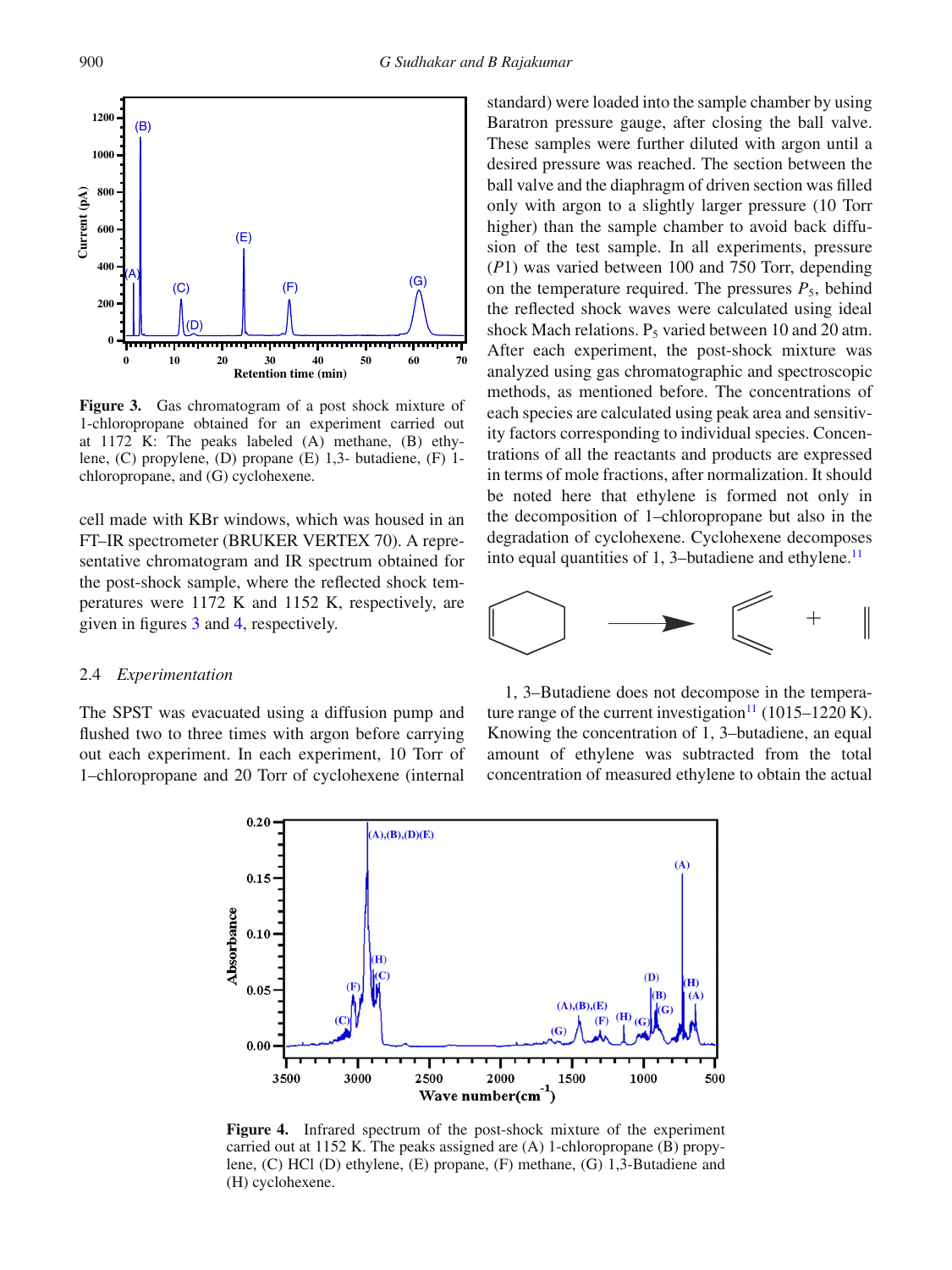**Figure 3.** Gas chromatogram of a post shock mixture of 1-chloropropane obtained for an experiment carried out at 1172 K: The peaks labeled (A) methane, (B) ethylene, (C) propylene, (D) propane (E) 1,3- butadiene, (F) 1-chloropropane, and (G) cyclohexene.

cell made with KBr windows, which was housed in an FT–IR spectrometer (BRUKER VERTEX 70). A representative chromatogram and IR spectrum obtained for the post-shock sample, where the reflected shock temperatures were 1172 K and 1152 K, respectively, are given in figures 3 and 4, respectively.

### 2.4 *Experimentation*

The SPST was evacuated using a diffusion pump and flushed two to three times with argon before carrying out each experiment. In each experiment, 10 Torr of 1–chloropropane and 20 Torr of cyclohexene (internal standard) were loaded into the sample chamber by using Baratron pressure gauge, after closing the ball valve. These samples were further diluted with argon until a desired pressure was reached. The section between the ball valve and the diaphragm of driven section was filled only with argon to a slightly larger pressure (10 Torr higher) than the sample chamber to avoid back diffusion of the test sample. In all experiments, pressure ($P1$) was varied between 100 and 750 Torr, depending on the temperature required. The pressures $P_5$, behind the reflected shock waves were calculated using ideal shock Mach relations. $P_5$ varied between 10 and 20 atm. After each experiment, the post-shock mixture was analyzed using gas chromatographic and spectroscopic methods, as mentioned before. The concentrations of each species are calculated using peak area and sensitivity factors corresponding to individual species. Concentrations of all the reactants and products are expressed in terms of mole fractions, after normalization. It should be noted here that ethylene is formed not only in the decomposition of 1–chloropropane but also in the degradation of cyclohexene. Cyclohexene decomposes into equal quantities of 1, 3–butadiene and ethylene.[11]

1, 3–Butadiene does not decompose in the temperature range of the current investigation[11] (1015–1220 K). Knowing the concentration of 1, 3–butadiene, an equal amount of ethylene was subtracted from the total concentration of measured ethylene to obtain the actual

**Figure 4.** Infrared spectrum of the post-shock mixture of the experiment carried out at 1152 K. The peaks assigned are (A) 1-chloropropane (B) propylene, (C) HCl (D) ethylene, (E) propane, (F) methane, (G) 1,3-Butadiene and (H) cyclohexene.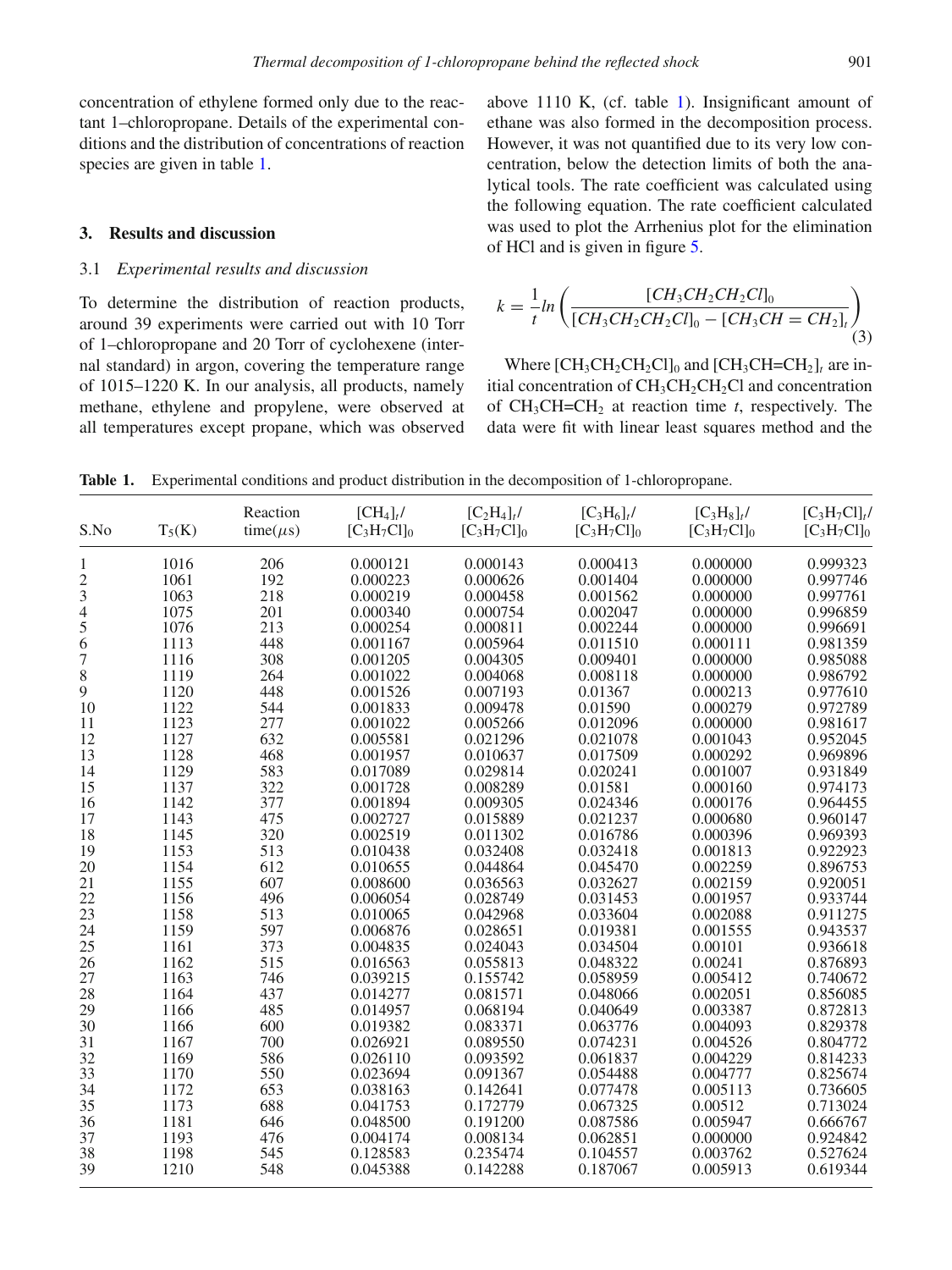concentration of ethylene formed only due to the reactant 1–chloropropane. Details of the experimental conditions and the distribution of concentrations of reaction species are given in table 1.

## 3. Results and discussion

### 3.1 *Experimental results and discussion*

To determine the distribution of reaction products, around 39 experiments were carried out with 10 Torr of 1–chloropropane and 20 Torr of cyclohexene (internal standard) in argon, covering the temperature range of 1015–1220 K. In our analysis, all products, namely methane, ethylene and propylene, were observed at all temperatures except propane, which was observed above 1110 K, (cf. table 1). Insignificant amount of ethane was also formed in the decomposition process. However, it was not quantified due to its very low concentration, below the detection limits of both the analytical tools. The rate coefficient was calculated using the following equation. The rate coefficient calculated was used to plot the Arrhenius plot for the elimination of HCl and is given in figure 5.

$$k = \frac{1}{t} ln \left( \frac{[CH_3CH_2CH_2Cl]_0}{[CH_3CH_2CH_2Cl]_0 - [CH_3CH = CH_2]_t} \right) \quad (3)$$

Where $[CH_3CH_2CH_2Cl]_0$ and $[CH_3CH{=}CH_2]_t$ are initial concentration of $CH_3CH_2CH_2Cl$ and concentration of $CH_3CH{=}CH_2$ at reaction time $t$, respectively. The data were fit with linear least squares method and the

**Table 1.** Experimental conditions and product distribution in the decomposition of 1-chloropropane.

| S.No | $T_5$(K) | Reaction time($\mu$s) | $[CH_4]_t/[C_3H_7Cl]_0$ | $[C_2H_4]_t/[C_3H_7Cl]_0$ | $[C_3H_6]_t/[C_3H_7Cl]_0$ | $[C_3H_8]_t/[C_3H_7Cl]_0$ | $[C_3H_7Cl]_t/[C_3H_7Cl]_0$ |
|---|---|---|---|---|---|---|---|
| 1 | 1016 | 206 | 0.000121 | 0.000143 | 0.000413 | 0.000000 | 0.999323 |
| 2 | 1061 | 192 | 0.000223 | 0.000626 | 0.001404 | 0.000000 | 0.997746 |
| 3 | 1063 | 218 | 0.000219 | 0.000458 | 0.001562 | 0.000000 | 0.997761 |
| 4 | 1075 | 201 | 0.000340 | 0.000754 | 0.002047 | 0.000000 | 0.996859 |
| 5 | 1076 | 213 | 0.000254 | 0.000811 | 0.002244 | 0.000000 | 0.996691 |
| 6 | 1113 | 448 | 0.001167 | 0.005964 | 0.011510 | 0.000111 | 0.981359 |
| 7 | 1116 | 308 | 0.001205 | 0.004305 | 0.009401 | 0.000000 | 0.985088 |
| 8 | 1119 | 264 | 0.001022 | 0.004068 | 0.008118 | 0.000000 | 0.986792 |
| 9 | 1120 | 448 | 0.001526 | 0.007193 | 0.01367 | 0.000213 | 0.977610 |
| 10 | 1122 | 544 | 0.001833 | 0.009478 | 0.01590 | 0.000279 | 0.972789 |
| 11 | 1123 | 277 | 0.001022 | 0.005266 | 0.012096 | 0.000000 | 0.981617 |
| 12 | 1127 | 632 | 0.005581 | 0.021296 | 0.021078 | 0.001043 | 0.952045 |
| 13 | 1128 | 468 | 0.001957 | 0.010637 | 0.017509 | 0.000292 | 0.969896 |
| 14 | 1129 | 583 | 0.017089 | 0.029814 | 0.020241 | 0.001007 | 0.931849 |
| 15 | 1137 | 322 | 0.001728 | 0.008289 | 0.01581 | 0.000160 | 0.974173 |
| 16 | 1142 | 377 | 0.001894 | 0.009305 | 0.024346 | 0.000176 | 0.964455 |
| 17 | 1143 | 475 | 0.002727 | 0.015889 | 0.021237 | 0.000680 | 0.960147 |
| 18 | 1145 | 320 | 0.002519 | 0.011302 | 0.016786 | 0.000396 | 0.969393 |
| 19 | 1153 | 513 | 0.010438 | 0.032408 | 0.032418 | 0.001813 | 0.922923 |
| 20 | 1154 | 612 | 0.010655 | 0.044864 | 0.045470 | 0.002259 | 0.896753 |
| 21 | 1155 | 607 | 0.008600 | 0.036563 | 0.032627 | 0.002159 | 0.920051 |
| 22 | 1156 | 496 | 0.006054 | 0.028749 | 0.031453 | 0.001957 | 0.933744 |
| 23 | 1158 | 513 | 0.010065 | 0.042968 | 0.033604 | 0.002088 | 0.911275 |
| 24 | 1159 | 597 | 0.006876 | 0.028651 | 0.019381 | 0.001555 | 0.943537 |
| 25 | 1161 | 373 | 0.004835 | 0.024043 | 0.034504 | 0.00101 | 0.936618 |
| 26 | 1162 | 515 | 0.016563 | 0.055813 | 0.048322 | 0.00241 | 0.876893 |
| 27 | 1163 | 746 | 0.039215 | 0.155742 | 0.058959 | 0.005412 | 0.740672 |
| 28 | 1164 | 437 | 0.014277 | 0.081571 | 0.048066 | 0.002051 | 0.856085 |
| 29 | 1166 | 485 | 0.014957 | 0.068194 | 0.040649 | 0.003387 | 0.872813 |
| 30 | 1166 | 600 | 0.019382 | 0.083371 | 0.063776 | 0.004093 | 0.829378 |
| 31 | 1167 | 700 | 0.026921 | 0.089550 | 0.074231 | 0.004526 | 0.804772 |
| 32 | 1169 | 586 | 0.026110 | 0.093592 | 0.061837 | 0.004229 | 0.814233 |
| 33 | 1170 | 550 | 0.023694 | 0.091367 | 0.054488 | 0.004777 | 0.825674 |
| 34 | 1172 | 653 | 0.038163 | 0.142641 | 0.077478 | 0.005113 | 0.736605 |
| 35 | 1173 | 688 | 0.041753 | 0.172779 | 0.067325 | 0.00512 | 0.713024 |
| 36 | 1181 | 646 | 0.048500 | 0.191200 | 0.087586 | 0.005947 | 0.666767 |
| 37 | 1193 | 476 | 0.004174 | 0.008134 | 0.062851 | 0.000000 | 0.924842 |
| 38 | 1198 | 545 | 0.128583 | 0.235474 | 0.104557 | 0.003762 | 0.527624 |
| 39 | 1210 | 548 | 0.045388 | 0.142288 | 0.187067 | 0.005913 | 0.619344 |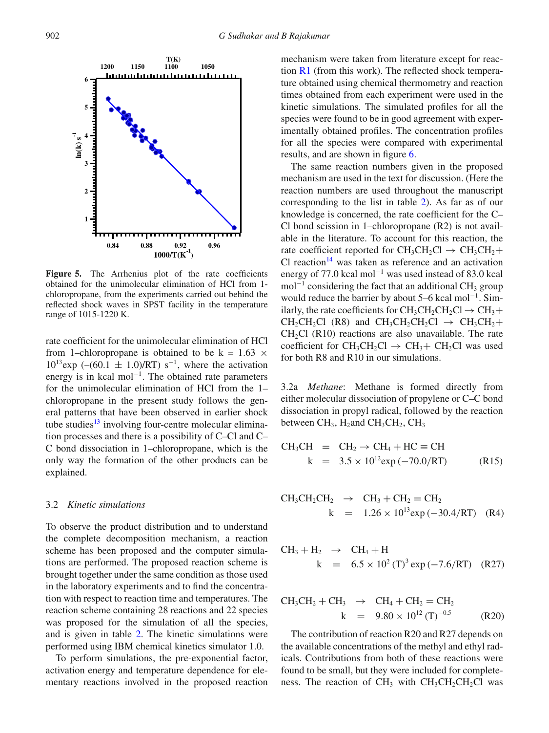**Figure 5.** The Arrhenius plot of the rate coefficients obtained for the unimolecular elimination of HCl from 1-chloropropane, from the experiments carried out behind the reflected shock waves in SPST facility in the temperature range of 1015-1220 K.

rate coefficient for the unimolecular elimination of HCl from 1–chloropropane is obtained to be $k = 1.63 \times 10^{13} \exp(-(60.1 \pm 1.0)/RT)\ s^{-1}$, where the activation energy is in kcal mol$^{-1}$. The obtained rate parameters for the unimolecular elimination of HCl from the 1–chloropropane in the present study follows the general patterns that have been observed in earlier shock tube studies[13] involving four-centre molecular elimination processes and there is a possibility of C–Cl and C–C bond dissociation in 1–chloropropane, which is the only way the formation of the other products can be explained.

### 3.2 *Kinetic simulations*

To observe the product distribution and to understand the complete decomposition mechanism, a reaction scheme has been proposed and the computer simulations are performed. The proposed reaction scheme is brought together under the same condition as those used in the laboratory experiments and to find the concentration with respect to reaction time and temperatures. The reaction scheme containing 28 reactions and 22 species was proposed for the simulation of all the species, and is given in table 2. The kinetic simulations were performed using IBM chemical kinetics simulator 1.0.

To perform simulations, the pre-exponential factor, activation energy and temperature dependence for elementary reactions involved in the proposed reaction mechanism were taken from literature except for reaction R1 (from this work). The reflected shock temperature obtained using chemical thermometry and reaction times obtained from each experiment were used in the kinetic simulations. The simulated profiles for all the species were found to be in good agreement with experimentally obtained profiles. The concentration profiles for all the species were compared with experimental results, and are shown in figure 6.

The same reaction numbers given in the proposed mechanism are used in the text for discussion. (Here the reaction numbers are used throughout the manuscript corresponding to the list in table 2). As far as of our knowledge is concerned, the rate coefficient for the C–Cl bond scission in 1–chloropropane (R2) is not available in the literature. To account for this reaction, the rate coefficient reported for $CH_3CH_2Cl \rightarrow CH_3CH_2 + Cl$ reaction[14] was taken as reference and an activation energy of 77.0 kcal mol$^{-1}$ was used instead of 83.0 kcal mol$^{-1}$ considering the fact that an additional $CH_3$ group would reduce the barrier by about 5–6 kcal mol$^{-1}$. Similarly, the rate coefficients for $CH_3CH_2CH_2Cl \rightarrow CH_3 + CH_2CH_2Cl$ (R8) and $CH_3CH_2CH_2Cl \rightarrow CH_3CH_2 + CH_2Cl$ (R10) reactions are also unavailable. The rate coefficient for $CH_3CH_2Cl \rightarrow CH_3 + CH_2Cl$ was used for both R8 and R10 in our simulations.

3.2a *Methane*: Methane is formed directly from either molecular dissociation of propylene or C–C bond dissociation in propyl radical, followed by the reaction between $CH_3$, $H_2$ and $CH_3CH_2$, $CH_3$

$$CH_3CH = CH_2 \rightarrow CH_4 + HC \equiv CH \quad k = 3.5 \times 10^{12} \exp(-70.0/RT) \qquad (R15)$$

$$CH_3CH_2CH_2 \rightarrow CH_3 + CH_2 = CH_2 \quad k = 1.26 \times 10^{13} \exp(-30.4/RT) \qquad (R4)$$

$$CH_3 + H_2 \rightarrow CH_4 + H \quad k = 6.5 \times 10^{2} (T)^{3} \exp(-7.6/RT) \qquad (R27)$$

$$CH_3CH_2 + CH_3 \rightarrow CH_4 + CH_2 = CH_2 \quad k = 9.80 \times 10^{12} (T)^{-0.5} \qquad (R20)$$

The contribution of reaction R20 and R27 depends on the available concentrations of the methyl and ethyl radicals. Contributions from both of these reactions were found to be small, but they were included for completeness. The reaction of $CH_3$ with $CH_3CH_2CH_2Cl$ was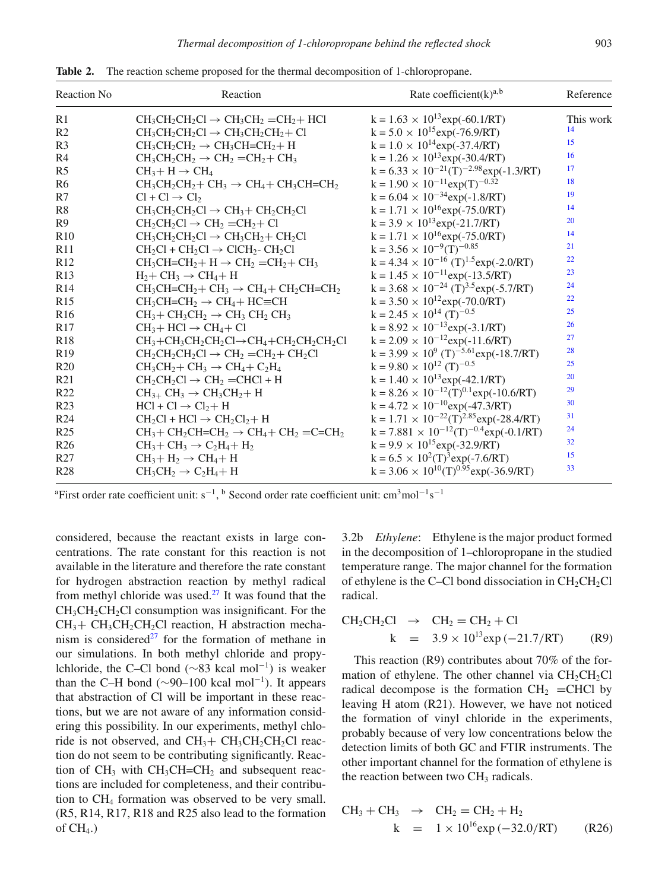**Table 2.** The reaction scheme proposed for the thermal decomposition of 1-chloropropane.

| Reaction No | Reaction | Rate coefficient(k)[a,b] | Reference |
|---|---|---|---|
| R1 | $CH_3CH_2CH_2Cl \rightarrow CH_3CH_2=CH_2 + HCl$ | $k = 1.63 \times 10^{13}exp(-60.1/RT)$ | This work |
| R2 | $CH_3CH_2CH_2Cl \rightarrow CH_3CH_2CH_2 + Cl$ | $k = 5.0 \times 10^{15}exp(-76.9/RT)$ | 14 |
| R3 | $CH_3CH_2CH_2 \rightarrow CH_3CH=CH_2 + H$ | $k = 1.0 \times 10^{14}exp(-37.4/RT)$ | 15 |
| R4 | $CH_3CH_2CH_2 \rightarrow CH_2=CH_2 + CH_3$ | $k = 1.26 \times 10^{13}exp(-30.4/RT)$ | 16 |
| R5 | $CH_3 + H \rightarrow CH_4$ | $k = 6.33 \times 10^{-21}(T)^{-2.98}exp(-1.3/RT)$ | 17 |
| R6 | $CH_3CH_2CH_2 + CH_3 \rightarrow CH_4 + CH_3CH=CH_2$ | $k = 1.90 \times 10^{-11}exp(T)^{-0.32}$ | 18 |
| R7 | $Cl + Cl \rightarrow Cl_2$ | $k = 6.04 \times 10^{-34}exp(-1.8/RT)$ | 19 |
| R8 | $CH_3CH_2CH_2Cl \rightarrow CH_3 + CH_2CH_2Cl$ | $k = 1.71 \times 10^{16}exp(-75.0/RT)$ | 14 |
| R9 | $CH_2CH_2Cl \rightarrow CH_2=CH_2 + Cl$ | $k = 3.9 \times 10^{13}exp(-21.7/RT)$ | 20 |
| R10 | $CH_3CH_2CH_2Cl \rightarrow CH_3CH_2 + CH_2Cl$ | $k = 1.71 \times 10^{16}exp(-75.0/RT)$ | 14 |
| R11 | $CH_2Cl + CH_2Cl \rightarrow ClCH_2\text{-}CH_2Cl$ | $k = 3.56 \times 10^{-9}(T)^{-0.85}$ | 21 |
| R12 | $CH_3CH=CH_2 + H \rightarrow CH_2=CH_2 + CH_3$ | $k = 4.34 \times 10^{-16}(T)^{1.5}exp(-2.0/RT)$ | 22 |
| R13 | $H_2 + CH_3 \rightarrow CH_4 + H$ | $k = 1.45 \times 10^{-11}exp(-13.5/RT)$ | 23 |
| R14 | $CH_3CH=CH_2 + CH_3 \rightarrow CH_4 + CH_2CH=CH_2$ | $k = 3.68 \times 10^{-24}(T)^{3.5}exp(-5.7/RT)$ | 24 |
| R15 | $CH_3CH=CH_2 \rightarrow CH_4 + HC\equiv CH$ | $k = 3.50 \times 10^{12}exp(-70.0/RT)$ | 22 |
| R16 | $CH_3 + CH_3CH_2 \rightarrow CH_3CH_2CH_3$ | $k = 2.45 \times 10^{14}(T)^{-0.5}$ | 25 |
| R17 | $CH_3 + HCl \rightarrow CH_4 + Cl$ | $k = 8.92 \times 10^{-13}exp(-3.1/RT)$ | 26 |
| R18 | $CH_3 + CH_3CH_2CH_2Cl \rightarrow CH_4 + CH_2CH_2CH_2Cl$ | $k = 2.09 \times 10^{-12}exp(-11.6/RT)$ | 27 |
| R19 | $CH_2CH_2CH_2Cl \rightarrow CH_2=CH_2 + CH_2Cl$ | $k = 3.99 \times 10^{9}(T)^{-5.61}exp(-18.7/RT)$ | 28 |
| R20 | $CH_3CH_2 + CH_3 \rightarrow CH_4 + C_2H_4$ | $k = 9.80 \times 10^{12}(T)^{-0.5}$ | 25 |
| R21 | $CH_2CH_2Cl \rightarrow CH_2=CHCl + H$ | $k = 1.40 \times 10^{13}exp(-42.1/RT)$ | 20 |
| R22 | $CH_3 + CH_3 \rightarrow CH_3CH_2 + H$ | $k = 8.26 \times 10^{-12}(T)^{0.1}exp(-10.6/RT)$ | 29 |
| R23 | $HCl + Cl \rightarrow Cl_2 + H$ | $k = 4.72 \times 10^{-10}exp(-47.3/RT)$ | 30 |
| R24 | $CH_2Cl + HCl \rightarrow CH_2Cl_2 + H$ | $k = 1.71 \times 10^{-22}(T)^{2.85}exp(-28.4/RT)$ | 31 |
| R25 | $CH_3 + CH_2CH=CH_2 \rightarrow CH_4 + CH_2=C=CH_2$ | $k = 7.881 \times 10^{-12}(T)^{-0.4}exp(-0.1/RT)$ | 24 |
| R26 | $CH_3 + CH_3 \rightarrow C_2H_4 + H_2$ | $k = 9.9 \times 10^{15}exp(-32.9/RT)$ | 32 |
| R27 | $CH_3 + H_2 \rightarrow CH_4 + H$ | $k = 6.5 \times 10^{2}(T)^{3}exp(-7.6/RT)$ | 15 |
| R28 | $CH_3CH_2 \rightarrow C_2H_4 + H$ | $k = 3.06 \times 10^{10}(T)^{0.95}exp(-36.9/RT)$ | 33 |

[a]First order rate coefficient unit: $s^{-1}$, [b] Second order rate coefficient unit: $cm^3mol^{-1}s^{-1}$

considered, because the reactant exists in large concentrations. The rate constant for this reaction is not available in the literature and therefore the rate constant for hydrogen abstraction reaction by methyl radical from methyl chloride was used.[27] It was found that the $CH_3CH_2CH_2Cl$ consumption was insignificant. For the $CH_3 + CH_3CH_2CH_2Cl$ reaction, H abstraction mechanism is considered[27] for the formation of methane in our simulations. In both methyl chloride and propylchloride, the C–Cl bond ($\sim$83 kcal mol$^{-1}$) is weaker than the C–H bond ($\sim$90–100 kcal mol$^{-1}$). It appears that abstraction of Cl will be important in these reactions, but we are not aware of any information considering this possibility. In our experiments, methyl chloride is not observed, and $CH_3 + CH_3CH_2CH_2Cl$ reaction do not seem to be contributing significantly. Reaction of $CH_3$ with $CH_3CH=CH_2$ and subsequent reactions are included for completeness, and their contribution to $CH_4$ formation was observed to be very small. (R5, R14, R17, R18 and R25 also lead to the formation of $CH_4$.)

3.2b *Ethylene*: Ethylene is the major product formed in the decomposition of 1–chloropropane in the studied temperature range. The major channel for the formation of ethylene is the C–Cl bond dissociation in $CH_2CH_2Cl$ radical.

$$CH_2CH_2Cl \rightarrow CH_2=CH_2 + Cl \qquad k = 3.9 \times 10^{13}\exp(-21.7/RT) \qquad (R9)$$

This reaction (R9) contributes about 70% of the formation of ethylene. The other channel via $CH_2CH_2Cl$ radical decompose is the formation $CH_2=CHCl$ by leaving H atom (R21). However, we have not noticed the formation of vinyl chloride in the experiments, probably because of very low concentrations below the detection limits of both GC and FTIR instruments. The other important channel for the formation of ethylene is the reaction between two $CH_3$ radicals.

$$CH_3 + CH_3 \rightarrow CH_2=CH_2 + H_2 \qquad k = 1 \times 10^{16}\exp(-32.0/RT) \qquad (R26)$$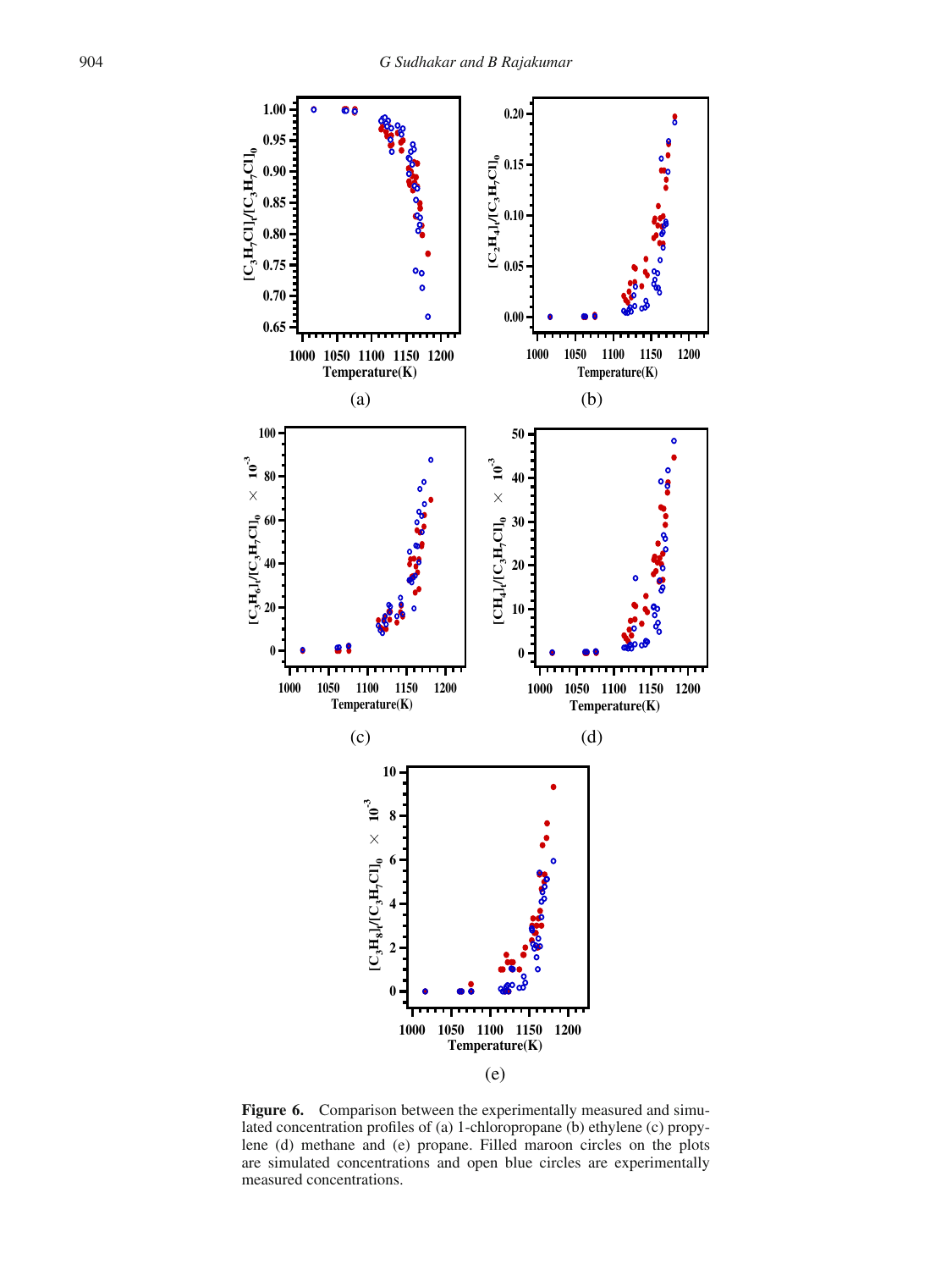**Figure 6.** Comparison between the experimentally measured and simulated concentration profiles of (a) 1-chloropropane (b) ethylene (c) propylene (d) methane and (e) propane. Filled maroon circles on the plots are simulated concentrations and open blue circles are experimentally measured concentrations.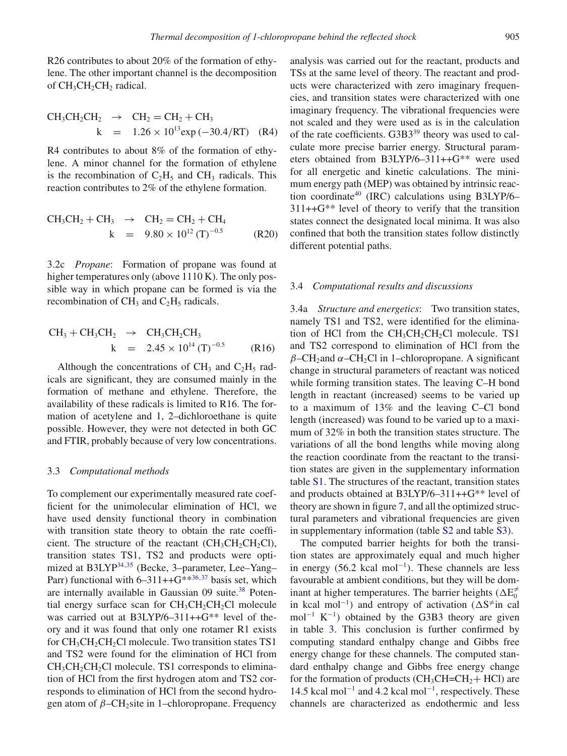R26 contributes to about 20% of the formation of ethylene. The other important channel is the decomposition of $CH_3CH_2CH_2$ radical.

$$\begin{aligned} CH_3CH_2CH_2 &\rightarrow CH_2=CH_2 + CH_3 \\ k &= 1.26 \times 10^{13} \exp(-30.4/RT) \quad (R4) \end{aligned}$$

R4 contributes to about 8% of the formation of ethylene. A minor channel for the formation of ethylene is the recombination of $C_2H_5$ and $CH_3$ radicals. This reaction contributes to 2% of the ethylene formation.

$$\begin{aligned} CH_3CH_2 + CH_3 &\rightarrow CH_2=CH_2 + CH_4 \\ k &= 9.80 \times 10^{12} (T)^{-0.5} \quad (R20) \end{aligned}$$

3.2c *Propane*: Formation of propane was found at higher temperatures only (above 1110 K). The only possible way in which propane can be formed is via the recombination of $CH_3$ and $C_2H_5$ radicals.

$$\begin{aligned} CH_3 + CH_3CH_2 &\rightarrow CH_3CH_2CH_3 \\ k &= 2.45 \times 10^{14} (T)^{-0.5} \quad (R16) \end{aligned}$$

Although the concentrations of $CH_3$ and $C_2H_5$ radicals are significant, they are consumed mainly in the formation of methane and ethylene. Therefore, the availability of these radicals is limited to R16. The formation of acetylene and 1, 2–dichloroethane is quite possible. However, they were not detected in both GC and FTIR, probably because of very low concentrations.

### 3.3 *Computational methods*

To complement our experimentally measured rate coefficient for the unimolecular elimination of HCl, we have used density functional theory in combination with transition state theory to obtain the rate coefficient. The structure of the reactant ($CH_3CH_2CH_2Cl$), transition states TS1, TS2 and products were optimized at B3LYP[34,35] (Becke, 3–parameter, Lee–Yang–Parr) functional with 6–311++G**[36,37] basis set, which are internally available in Gaussian 09 suite.[38] Potential energy surface scan for $CH_3CH_2CH_2Cl$ molecule was carried out at B3LYP/6–311+G** level of theory and it was found that only one rotamer R1 exists for $CH_3CH_2CH_2Cl$ molecule. Two transition states TS1 and TS2 were found for the elimination of HCl from $CH_3CH_2CH_2Cl$ molecule. TS1 corresponds to elimination of HCl from the first hydrogen atom and TS2 corresponds to elimination of HCl from the second hydrogen atom of $\beta$–$CH_2$site in 1–chloropropane. Frequency analysis was carried out for the reactant, products and TSs at the same level of theory. The reactant and products were characterized with zero imaginary frequencies, and transition states were characterized with one imaginary frequency. The vibrational frequencies were not scaled and they were used as is in the calculation of the rate coefficients. G3B3[39] theory was used to calculate more precise barrier energy. Structural parameters obtained from B3LYP/6–311++G** were used for all energetic and kinetic calculations. The minimum energy path (MEP) was obtained by intrinsic reaction coordinate[40] (IRC) calculations using B3LYP/6–311++G** level of theory to verify that the transition states connect the designated local minima. It was also confined that both the transition states follow distinctly different potential paths.

### 3.4 *Computational results and discussions*

3.4a *Structure and energetics*: Two transition states, namely TS1 and TS2, were identified for the elimination of HCl from the $CH_3CH_2CH_2Cl$ molecule. TS1 and TS2 correspond to elimination of HCl from the $\beta$–$CH_2$and $\alpha$–$CH_2$Cl in 1–chloropropane. A significant change in structural parameters of reactant was noticed while forming transition states. The leaving C–H bond length in reactant (increased) seems to be varied up to a maximum of 13% and the leaving C–Cl bond length (increased) was found to be varied up to a maximum of 32% in both the transition states structure. The variations of all the bond lengths while moving along the reaction coordinate from the reactant to the transition states are given in the supplementary information table S1. The structures of the reactant, transition states and products obtained at B3LYP/6–311++G** level of theory are shown in figure 7, and all the optimized structural parameters and vibrational frequencies are given in supplementary information (table S2 and table S3).

The computed barrier heights for both the transition states are approximately equal and much higher in energy (56.2 kcal mol$^{-1}$). These channels are less favourable at ambient conditions, but they will be dominant at higher temperatures. The barrier heights ($\Delta E_0^{\neq}$ in kcal mol$^{-1}$) and entropy of activation ($\Delta S^{\neq}$in cal mol$^{-1}$ K$^{-1}$) obtained by the G3B3 theory are given in table 3. This conclusion is further confirmed by computing standard enthalpy change and Gibbs free energy change for these channels. The computed standard enthalpy change and Gibbs free energy change for the formation of products ($CH_3CH=CH_2$+ HCl) are 14.5 kcal mol$^{-1}$ and 4.2 kcal mol$^{-1}$, respectively. These channels are characterized as endothermic and less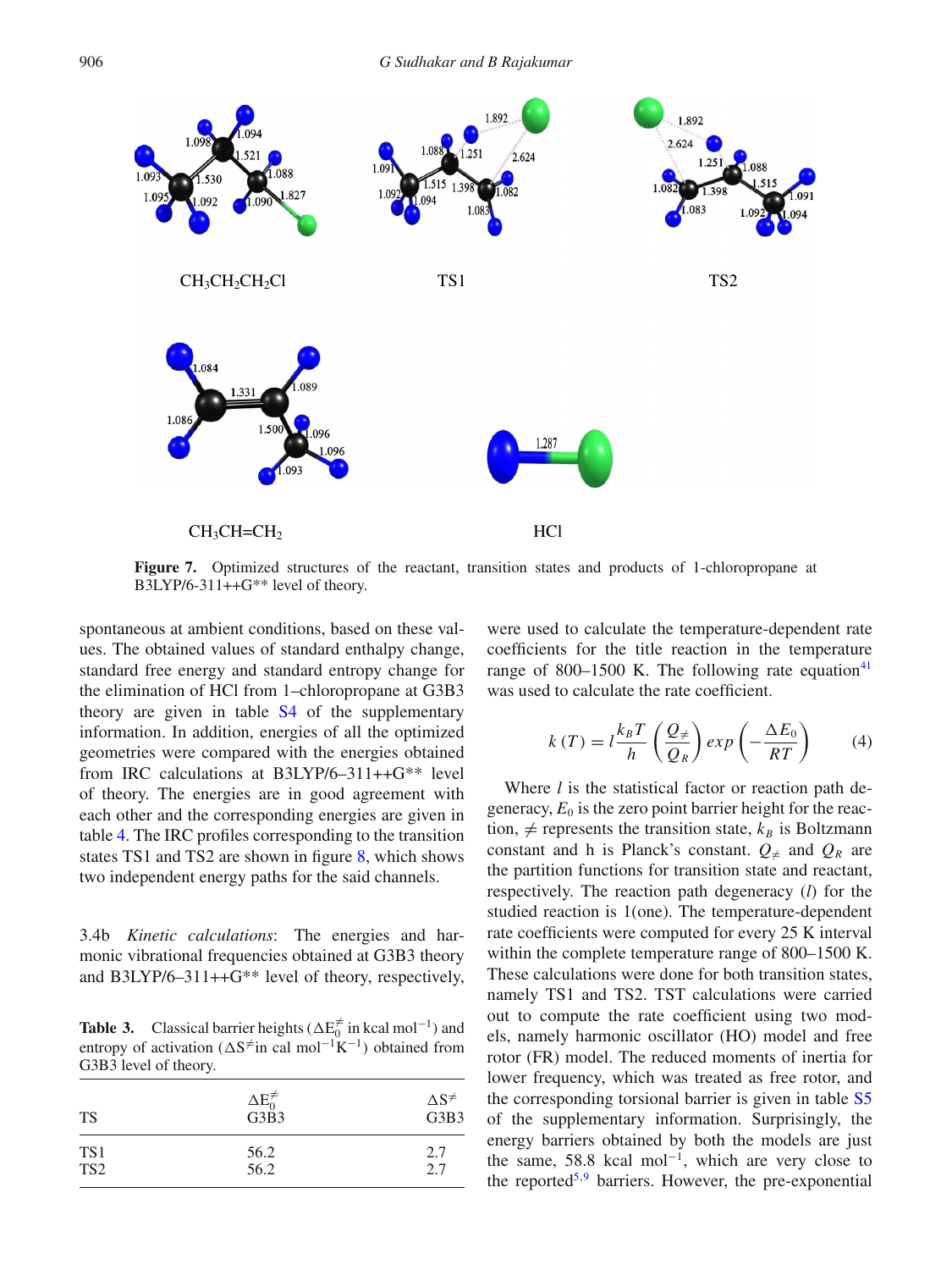**Figure 7.** Optimized structures of the reactant, transition states and products of 1-chloropropane at B3LYP/6-311++G** level of theory.

spontaneous at ambient conditions, based on these values. The obtained values of standard enthalpy change, standard free energy and standard entropy change for the elimination of HCl from 1–chloropropane at G3B3 theory are given in table S4 of the supplementary information. In addition, energies of all the optimized geometries were compared with the energies obtained from IRC calculations at B3LYP/6–311++G** level of theory. The energies are in good agreement with each other and the corresponding energies are given in table 4. The IRC profiles corresponding to the transition states TS1 and TS2 are shown in figure 8, which shows two independent energy paths for the said channels.

3.4b *Kinetic calculations*: The energies and harmonic vibrational frequencies obtained at G3B3 theory and B3LYP/6–311++G** level of theory, respectively, were used to calculate the temperature-dependent rate coefficients for the title reaction in the temperature range of 800–1500 K. The following rate equation[41] was used to calculate the rate coefficient.

$$k(T) = l\frac{k_B T}{h}\left(\frac{Q_{\neq}}{Q_R}\right) exp\left(-\frac{\Delta E_0}{RT}\right) \qquad (4)$$

Where $l$ is the statistical factor or reaction path degeneracy, $E_0$ is the zero point barrier height for the reaction, $\neq$ represents the transition state, $k_B$ is Boltzmann constant and h is Planck's constant. $Q_{\neq}$ and $Q_R$ are the partition functions for transition state and reactant, respectively. The reaction path degeneracy ($l$) for the studied reaction is 1(one). The temperature-dependent rate coefficients were computed for every 25 K interval within the complete temperature range of 800–1500 K. These calculations were done for both transition states, namely TS1 and TS2. TST calculations were carried out to compute the rate coefficient using two models, namely harmonic oscillator (HO) model and free rotor (FR) model. The reduced moments of inertia for lower frequency, which was treated as free rotor, and the corresponding torsional barrier is given in table S5 of the supplementary information. Surprisingly, the energy barriers obtained by both the models are just the same, 58.8 kcal mol$^{-1}$, which are very close to the reported[5,9] barriers. However, the pre-exponential

**Table 3.** Classical barrier heights ($\Delta E_0^{\neq}$ in kcal mol$^{-1}$) and entropy of activation ($\Delta S^{\neq}$in cal mol$^{-1}$K$^{-1}$) obtained from G3B3 level of theory.

| TS | $\Delta E_0^{\neq}$ G3B3 | $\Delta S^{\neq}$ G3B3 |
|---|---|---|
| TS1 | 56.2 | 2.7 |
| TS2 | 56.2 | 2.7 |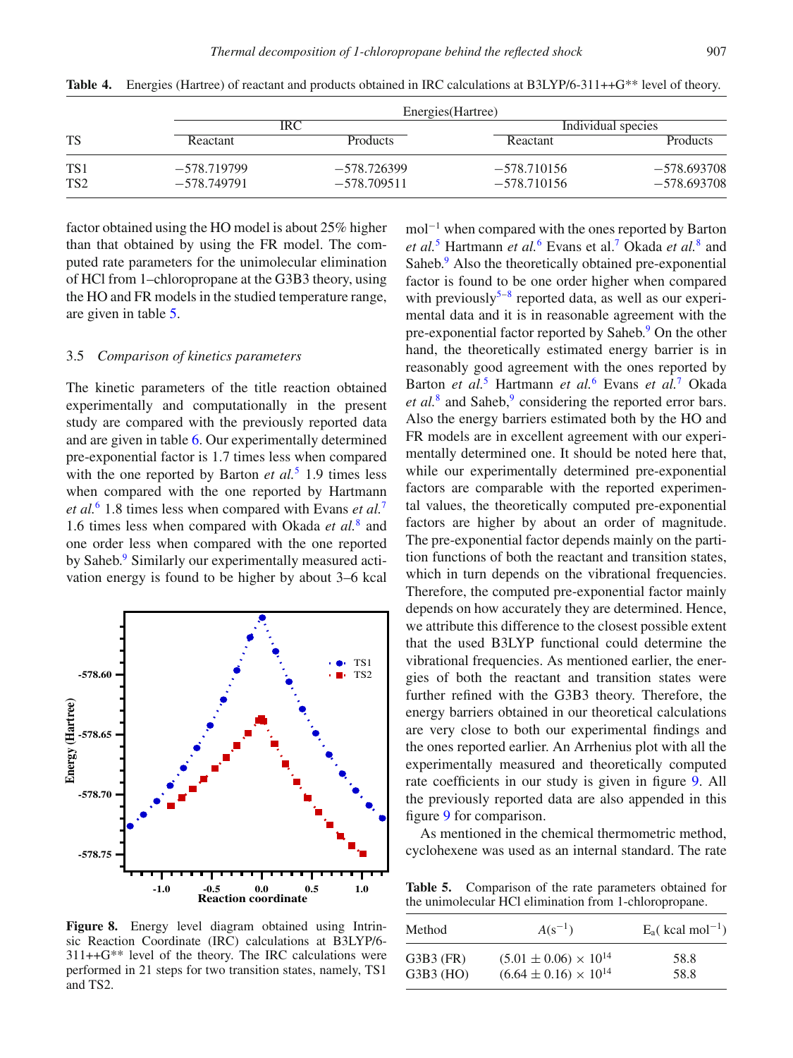**Table 4.** Energies (Hartree) of reactant and products obtained in IRC calculations at B3LYP/6-311++G** level of theory.

| TS | Energies (Hartree) | | | |
|---|---|---|---|---|
| | IRC | | Individual species | |
| | Reactant | Products | Reactant | Products |
| TS1 | −578.719799 | −578.726399 | −578.710156 | −578.693708 |
| TS2 | −578.749791 | −578.709511 | −578.710156 | −578.693708 |

factor obtained using the HO model is about 25% higher than that obtained by using the FR model. The computed rate parameters for the unimolecular elimination of HCl from 1–chloropropane at the G3B3 theory, using the HO and FR models in the studied temperature range, are given in table 5.

### 3.5 *Comparison of kinetics parameters*

The kinetic parameters of the title reaction obtained experimentally and computationally in the present study are compared with the previously reported data and are given in table 6. Our experimentally determined pre-exponential factor is 1.7 times less when compared with the one reported by Barton *et al.*[5] 1.9 times less when compared with the one reported by Hartmann *et al.*[6] 1.8 times less when compared with Evans *et al.*[7] 1.6 times less when compared with Okada *et al.*[8] and one order less when compared with the one reported by Saheb.[9] Similarly our experimentally measured activation energy is found to be higher by about 3–6 kcal mol$^{-1}$ when compared with the ones reported by Barton *et al.*[5] Hartmann *et al.*[6] Evans et al.[7] Okada *et al.*[8] and Saheb.[9] Also the theoretically obtained pre-exponential factor is found to be one order higher when compared with previously[5–8] reported data, as well as our experimental data and it is in reasonable agreement with the pre-exponential factor reported by Saheb.[9] On the other hand, the theoretically estimated energy barrier is in reasonably good agreement with the ones reported by Barton *et al.*[5] Hartmann *et al.*[6] Evans *et al.*[7] Okada *et al.*[8] and Saheb,[9] considering the reported error bars. Also the energy barriers estimated both by the HO and FR models are in excellent agreement with our experimentally determined one. It should be noted here that, while our experimentally determined pre-exponential factors are comparable with the reported experimental values, the theoretically computed pre-exponential factors are higher by about an order of magnitude. The pre-exponential factor depends mainly on the partition functions of both the reactant and transition states, which in turn depends on the vibrational frequencies. Therefore, the computed pre-exponential factor mainly depends on how accurately they are determined. Hence, we attribute this difference to the closest possible extent that the used B3LYP functional could determine the vibrational frequencies. As mentioned earlier, the energies of both the reactant and transition states were further refined with the G3B3 theory. Therefore, the energy barriers obtained in our theoretical calculations are very close to both our experimental findings and the ones reported earlier. An Arrhenius plot with all the experimentally measured and theoretically computed rate coefficients in our study is given in figure 9. All the previously reported data are also appended in this figure 9 for comparison.

As mentioned in the chemical thermometric method, cyclohexene was used as an internal standard. The rate

**Figure 8.** Energy level diagram obtained using Intrinsic Reaction Coordinate (IRC) calculations at B3LYP/6-311++G** level of the theory. The IRC calculations were performed in 21 steps for two transition states, namely, TS1 and TS2.

**Table 5.** Comparison of the rate parameters obtained for the unimolecular HCl elimination from 1-chloropropane.

| Method | $A$(s$^{-1}$) | $E_a$( kcal mol$^{-1}$) |
|---|---|---|
| G3B3 (FR) | $(5.01 \pm 0.06) \times 10^{14}$ | 58.8 |
| G3B3 (HO) | $(6.64 \pm 0.16) \times 10^{14}$ | 58.8 |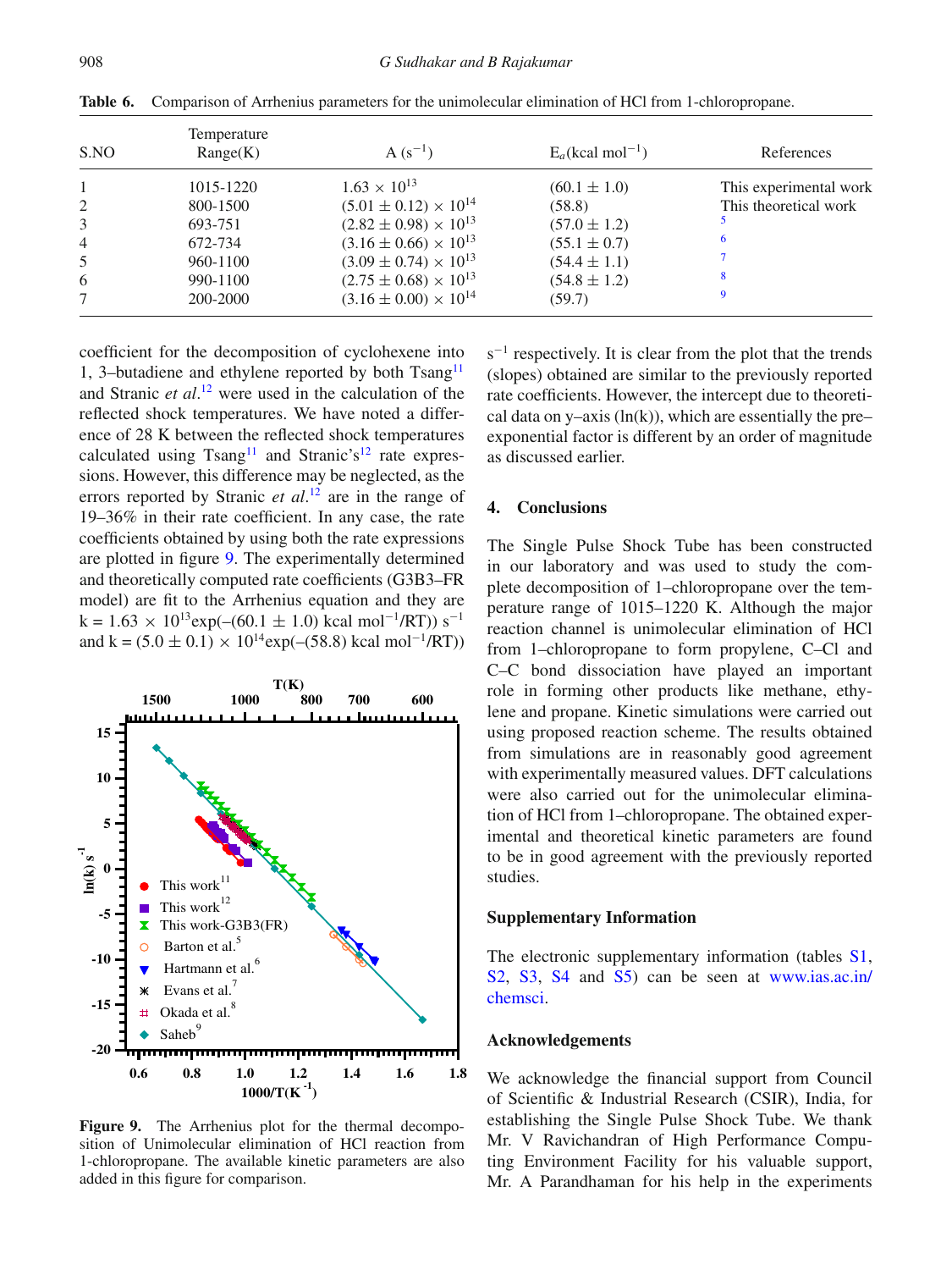**Table 6.** Comparison of Arrhenius parameters for the unimolecular elimination of HCl from 1-chloropropane.

| S.NO | Temperature Range(K) | A ($s^{-1}$) | $E_a$(kcal $mol^{-1}$) | References |
|---|---|---|---|---|
| 1 | 1015-1220 | $1.63 \times 10^{13}$ | (60.1 ± 1.0) | This experimental work |
| 2 | 800-1500 | $(5.01 \pm 0.12) \times 10^{14}$ | (58.8) | This theoretical work |
| 3 | 693-751 | $(2.82 \pm 0.98) \times 10^{13}$ | (57.0 ± 1.2) | 5 |
| 4 | 672-734 | $(3.16 \pm 0.66) \times 10^{13}$ | (55.1 ± 0.7) | 6 |
| 5 | 960-1100 | $(3.09 \pm 0.74) \times 10^{13}$ | (54.4 ± 1.1) | 7 |
| 6 | 990-1100 | $(2.75 \pm 0.68) \times 10^{13}$ | (54.8 ± 1.2) | 8 |
| 7 | 200-2000 | $(3.16 \pm 0.00) \times 10^{14}$ | (59.7) | 9 |

coefficient for the decomposition of cyclohexene into 1, 3–butadiene and ethylene reported by both Tsang[11] and Stranic *et al*.[12] were used in the calculation of the reflected shock temperatures. We have noted a difference of 28 K between the reflected shock temperatures calculated using Tsang[11] and Stranic's[12] rate expressions. However, this difference may be neglected, as the errors reported by Stranic *et al*.[12] are in the range of 19–36% in their rate coefficient. In any case, the rate coefficients obtained by using both the rate expressions are plotted in figure 9. The experimentally determined and theoretically computed rate coefficients (G3B3–FR model) are fit to the Arrhenius equation and they are $k = 1.63 \times 10^{13}\exp(-(60.1 \pm 1.0)\ \text{kcal mol}^{-1}/RT))\ s^{-1}$ and $k = (5.0 \pm 0.1) \times 10^{14}\exp(-(58.8)\ \text{kcal mol}^{-1}/RT))\ s^{-1}$ respectively. It is clear from the plot that the trends (slopes) obtained are similar to the previously reported rate coefficients. However, the intercept due to theoretical data on y–axis (ln(k)), which are essentially the pre–exponential factor is different by an order of magnitude as discussed earlier.

**Figure 9.** The Arrhenius plot for the thermal decomposition of Unimolecular elimination of HCl reaction from 1-chloropropane. The available kinetic parameters are also added in this figure for comparison.

## 4. Conclusions

The Single Pulse Shock Tube has been constructed in our laboratory and was used to study the complete decomposition of 1–chloropropane over the temperature range of 1015–1220 K. Although the major reaction channel is unimolecular elimination of HCl from 1–chloropropane to form propylene, C–Cl and C–C bond dissociation have played an important role in forming other products like methane, ethylene and propane. Kinetic simulations were carried out using proposed reaction scheme. The results obtained from simulations are in reasonably good agreement with experimentally measured values. DFT calculations were also carried out for the unimolecular elimination of HCl from 1–chloropropane. The obtained experimental and theoretical kinetic parameters are found to be in good agreement with the previously reported studies.

### Supplementary Information

The electronic supplementary information (tables S1, S2, S3, S4 and S5) can be seen at www.ias.ac.in/chemsci.

### Acknowledgements

We acknowledge the financial support from Council of Scientific & Industrial Research (CSIR), India, for establishing the Single Pulse Shock Tube. We thank Mr. V Ravichandran of High Performance Computing Environment Facility for his valuable support, Mr. A Parandhaman for his help in the experiments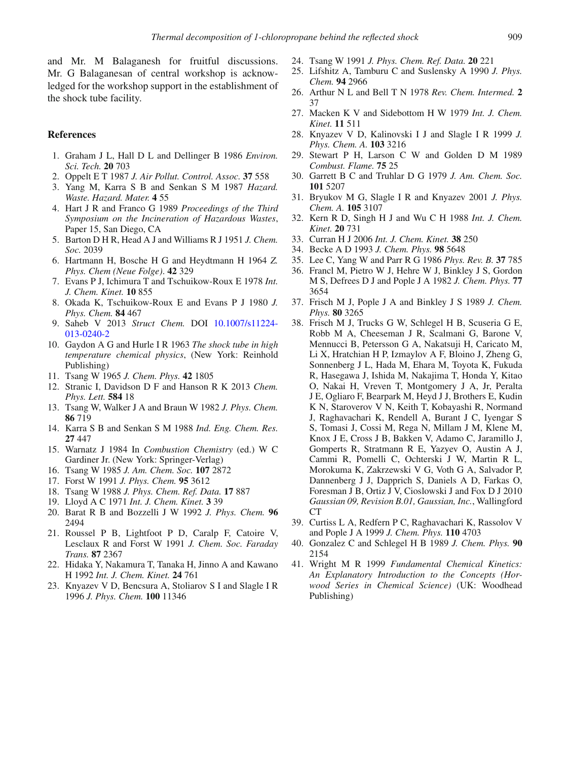and Mr. M Balaganesh for fruitful discussions. Mr. G Balaganesan of central workshop is acknowledged for the workshop support in the establishment of the shock tube facility.

## References

1. Graham J L, Hall D L and Dellinger B 1986 *Environ. Sci. Tech.* **20** 703
2. Oppelt E T 1987 *J. Air Pollut. Control. Assoc.* **37** 558
3. Yang M, Karra S B and Senkan S M 1987 *Hazard. Waste. Hazard. Mater.* **4** 55
4. Hart J R and Franco G 1989 *Proceedings of the Third Symposium on the Incineration of Hazardous Wastes*, Paper 15, San Diego, CA
5. Barton D H R, Head A J and Williams R J 1951 *J. Chem. Soc.* 2039
6. Hartmann H, Bosche H G and Heydtmann H 1964 *Z. Phys. Chem (Neue Folge)*. **42** 329
7. Evans P J, Ichimura T and Tschuikow-Roux E 1978 *Int. J. Chem. Kinet.* **10** 855
8. Okada K, Tschuikow-Roux E and Evans P J 1980 *J. Phys. Chem.* **84** 467
9. Saheb V 2013 *Struct Chem.* DOI 10.1007/s11224-013-0240-2
10. Gaydon A G and Hurle I R 1963 *The shock tube in high temperature chemical physics*, (New York: Reinhold Publishing)
11. Tsang W 1965 *J. Chem. Phys.* **42** 1805
12. Stranic I, Davidson D F and Hanson R K 2013 *Chem. Phys. Lett.* **584** 18
13. Tsang W, Walker J A and Braun W 1982 *J. Phys. Chem.* **86** 719
14. Karra S B and Senkan S M 1988 *Ind. Eng. Chem. Res.* **27** 447
15. Warnatz J 1984 In *Combustion Chemistry* (ed.) W C Gardiner Jr. (New York: Springer-Verlag)
16. Tsang W 1985 *J. Am. Chem. Soc.* **107** 2872
17. Forst W 1991 *J. Phys. Chem.* **95** 3612
18. Tsang W 1988 *J. Phys. Chem. Ref. Data.* **17** 887
19. Lloyd A C 1971 *Int. J. Chem. Kinet.* **3** 39
20. Barat R B and Bozzelli J W 1992 *J. Phys. Chem.* **96** 2494
21. Roussel P B, Lightfoot P D, Caralp F, Catoire V, Lesclaux R and Forst W 1991 *J. Chem. Soc. Faraday Trans.* **87** 2367
22. Hidaka Y, Nakamura T, Tanaka H, Jinno A and Kawano H 1992 *Int. J. Chem. Kinet.* **24** 761
23. Knyazev V D, Bencsura A, Stoliarov S I and Slagle I R 1996 *J. Phys. Chem.* **100** 11346
24. Tsang W 1991 *J. Phys. Chem. Ref. Data.* **20** 221
25. Lifshitz A, Tamburu C and Suslensky A 1990 *J. Phys. Chem.* **94** 2966
26. Arthur N L and Bell T N 1978 *Rev. Chem. Intermed.* **2** 37
27. Macken K V and Sidebottom H W 1979 *Int. J. Chem. Kinet.* **11** 511
28. Knyazev V D, Kalinovski I J and Slagle I R 1999 *J. Phys. Chem. A.* **103** 3216
29. Stewart P H, Larson C W and Golden D M 1989 *Combust. Flame.* **75** 25
30. Garrett B C and Truhlar D G 1979 *J. Am. Chem. Soc.* **101** 5207
31. Bryukov M G, Slagle I R and Knyazev 2001 *J. Phys. Chem. A.* **105** 3107
32. Kern R D, Singh H J and Wu C H 1988 *Int. J. Chem. Kinet.* **20** 731
33. Curran H J 2006 *Int. J. Chem. Kinet.* **38** 250
34. Becke A D 1993 *J. Chem. Phys.* **98** 5648
35. Lee C, Yang W and Parr R G 1986 *Phys. Rev. B.* **37** 785
36. Francl M, Pietro W J, Hehre W J, Binkley J S, Gordon M S, Defrees D J and Pople J A 1982 *J. Chem. Phys.* **77** 3654
37. Frisch M J, Pople J A and Binkley J S 1989 *J. Chem. Phys.* **80** 3265
38. Frisch M J, Trucks G W, Schlegel H B, Scuseria G E, Robb M A, Cheeseman J R, Scalmani G, Barone V, Mennucci B, Petersson G A, Nakatsuji H, Caricato M, Li X, Hratchian H P, Izmaylov A F, Bloino J, Zheng G, Sonnenberg J L, Hada M, Ehara M, Toyota K, Fukuda R, Hasegawa J, Ishida M, Nakajima T, Honda Y, Kitao O, Nakai H, Vreven T, Montgomery J A, Jr, Peralta J E, Ogliaro F, Bearpark M, Heyd J J, Brothers E, Kudin K N, Staroverov V N, Keith T, Kobayashi R, Normand J, Raghavachari K, Rendell A, Burant J C, Iyengar S S, Tomasi J, Cossi M, Rega N, Millam J M, Klene M, Knox J E, Cross J B, Bakken V, Adamo C, Jaramillo J, Gomperts R, Stratmann R E, Yazyev O, Austin A J, Cammi R, Pomelli C, Ochterski J W, Martin R L, Morokuma K, Zakrzewski V G, Voth G A, Salvador P, Dannenberg J J, Dapprich S, Daniels A D, Farkas O, Foresman J B, Ortiz J V, Cioslowski J and Fox D J 2010 *Gaussian 09, Revision B.01, Gaussian, Inc.*, Wallingford CT
39. Curtiss L A, Redfern P C, Raghavachari K, Rassolov V and Pople J A 1999 *J. Chem. Phys.* **110** 4703
40. Gonzalez C and Schlegel H B 1989 *J. Chem. Phys.* **90** 2154
41. Wright M R 1999 *Fundamental Chemical Kinetics: An Explanatory Introduction to the Concepts (Horwood Series in Chemical Science)* (UK: Woodhead Publishing)